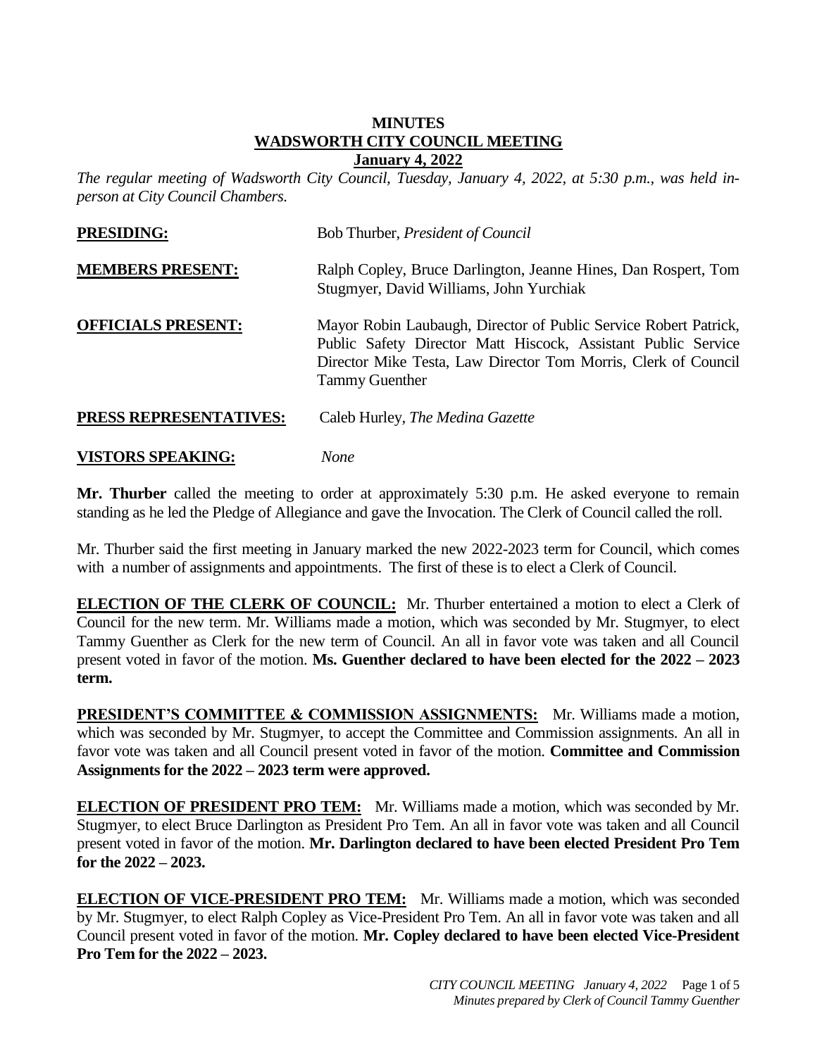# MINUTES
## WADSWORTH CITY COUNCIL MEETING
### January 4, 2022

*The regular meeting of Wadsworth City Council, Tuesday, January 4, 2022, at 5:30 p.m., was held in-person at City Council Chambers.*

**PRESIDING:** Bob Thurber, *President of Council*

**MEMBERS PRESENT:** Ralph Copley, Bruce Darlington, Jeanne Hines, Dan Rospert, Tom Stugmyer, David Williams, John Yurchiak

**OFFICIALS PRESENT:** Mayor Robin Laubaugh, Director of Public Service Robert Patrick, Public Safety Director Matt Hiscock, Assistant Public Service Director Mike Testa, Law Director Tom Morris, Clerk of Council Tammy Guenther

**PRESS REPRESENTATIVES:** Caleb Hurley, *The Medina Gazette*

**VISTORS SPEAKING:** *None*

**Mr. Thurber** called the meeting to order at approximately 5:30 p.m. He asked everyone to remain standing as he led the Pledge of Allegiance and gave the Invocation. The Clerk of Council called the roll.

Mr. Thurber said the first meeting in January marked the new 2022-2023 term for Council, which comes with a number of assignments and appointments. The first of these is to elect a Clerk of Council.

**ELECTION OF THE CLERK OF COUNCIL:** Mr. Thurber entertained a motion to elect a Clerk of Council for the new term. Mr. Williams made a motion, which was seconded by Mr. Stugmyer, to elect Tammy Guenther as Clerk for the new term of Council. An all in favor vote was taken and all Council present voted in favor of the motion. **Ms. Guenther declared to have been elected for the 2022 – 2023 term.**

**PRESIDENT'S COMMITTEE & COMMISSION ASSIGNMENTS:** Mr. Williams made a motion, which was seconded by Mr. Stugmyer, to accept the Committee and Commission assignments. An all in favor vote was taken and all Council present voted in favor of the motion. **Committee and Commission Assignments for the 2022 – 2023 term were approved.**

**ELECTION OF PRESIDENT PRO TEM:** Mr. Williams made a motion, which was seconded by Mr. Stugmyer, to elect Bruce Darlington as President Pro Tem. An all in favor vote was taken and all Council present voted in favor of the motion. **Mr. Darlington declared to have been elected President Pro Tem for the 2022 – 2023.**

**ELECTION OF VICE-PRESIDENT PRO TEM:** Mr. Williams made a motion, which was seconded by Mr. Stugmyer, to elect Ralph Copley as Vice-President Pro Tem. An all in favor vote was taken and all Council present voted in favor of the motion. **Mr. Copley declared to have been elected Vice-President Pro Tem for the 2022 – 2023.**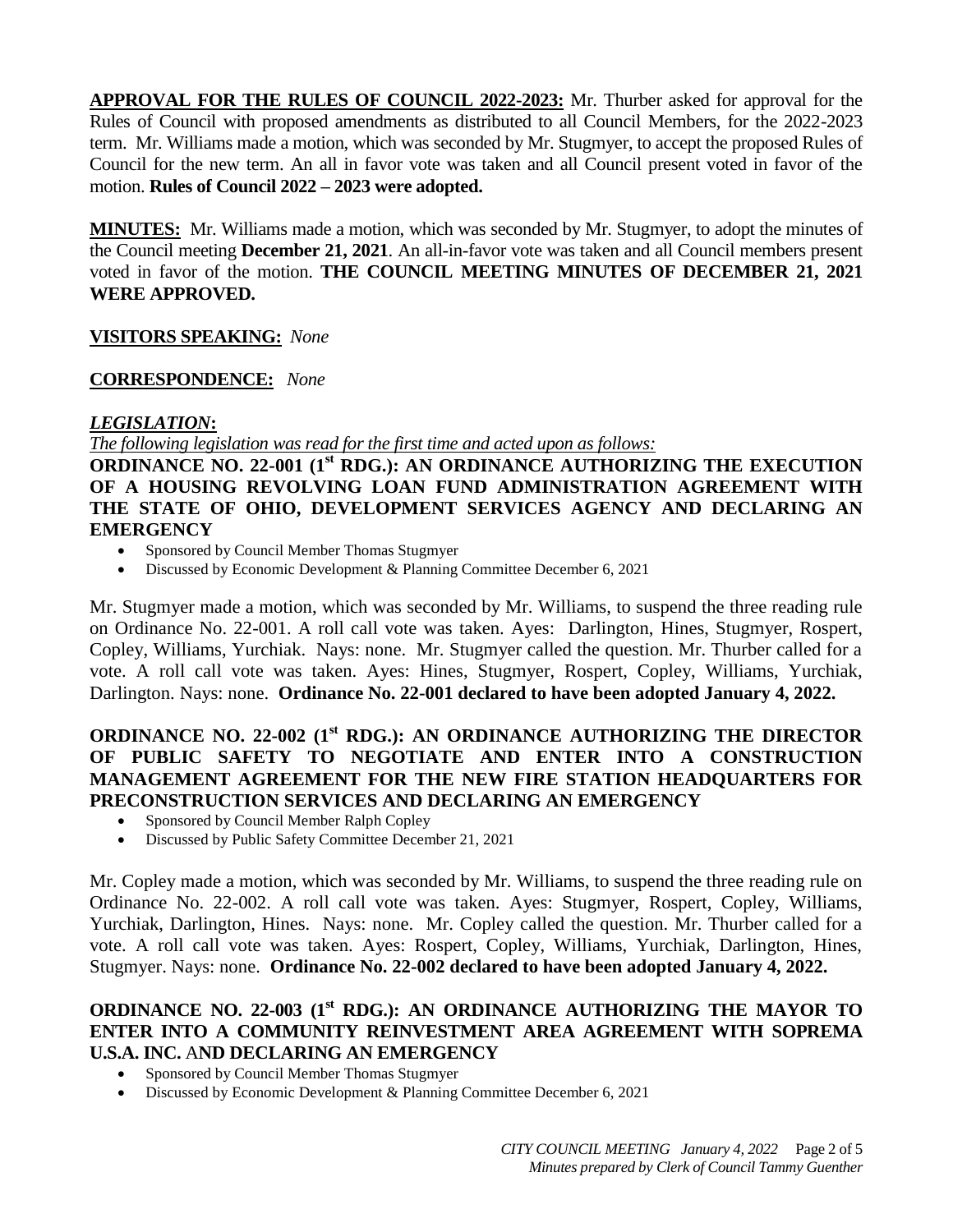**APPROVAL FOR THE RULES OF COUNCIL 2022-2023:** Mr. Thurber asked for approval for the Rules of Council with proposed amendments as distributed to all Council Members, for the 2022-2023 term. Mr. Williams made a motion, which was seconded by Mr. Stugmyer, to accept the proposed Rules of Council for the new term. An all in favor vote was taken and all Council present voted in favor of the motion. **Rules of Council 2022 – 2023 were adopted.**

**MINUTES:** Mr. Williams made a motion, which was seconded by Mr. Stugmyer, to adopt the minutes of the Council meeting **December 21, 2021**. An all-in-favor vote was taken and all Council members present voted in favor of the motion. **THE COUNCIL MEETING MINUTES OF DECEMBER 21, 2021 WERE APPROVED.**

**VISITORS SPEAKING:** *None*

**CORRESPONDENCE:** *None*

***LEGISLATION*:**

*The following legislation was read for the first time and acted upon as follows:*

**ORDINANCE NO. 22-001 (1st RDG.): AN ORDINANCE AUTHORIZING THE EXECUTION OF A HOUSING REVOLVING LOAN FUND ADMINISTRATION AGREEMENT WITH THE STATE OF OHIO, DEVELOPMENT SERVICES AGENCY AND DECLARING AN EMERGENCY**

- Sponsored by Council Member Thomas Stugmyer
- Discussed by Economic Development & Planning Committee December 6, 2021

Mr. Stugmyer made a motion, which was seconded by Mr. Williams, to suspend the three reading rule on Ordinance No. 22-001. A roll call vote was taken. Ayes: Darlington, Hines, Stugmyer, Rospert, Copley, Williams, Yurchiak. Nays: none. Mr. Stugmyer called the question. Mr. Thurber called for a vote. A roll call vote was taken. Ayes: Hines, Stugmyer, Rospert, Copley, Williams, Yurchiak, Darlington. Nays: none. **Ordinance No. 22-001 declared to have been adopted January 4, 2022.**

**ORDINANCE NO. 22-002 (1st RDG.): AN ORDINANCE AUTHORIZING THE DIRECTOR OF PUBLIC SAFETY TO NEGOTIATE AND ENTER INTO A CONSTRUCTION MANAGEMENT AGREEMENT FOR THE NEW FIRE STATION HEADQUARTERS FOR PRECONSTRUCTION SERVICES AND DECLARING AN EMERGENCY**

- Sponsored by Council Member Ralph Copley
- Discussed by Public Safety Committee December 21, 2021

Mr. Copley made a motion, which was seconded by Mr. Williams, to suspend the three reading rule on Ordinance No. 22-002. A roll call vote was taken. Ayes: Stugmyer, Rospert, Copley, Williams, Yurchiak, Darlington, Hines. Nays: none. Mr. Copley called the question. Mr. Thurber called for a vote. A roll call vote was taken. Ayes: Rospert, Copley, Williams, Yurchiak, Darlington, Hines, Stugmyer. Nays: none. **Ordinance No. 22-002 declared to have been adopted January 4, 2022.**

**ORDINANCE NO. 22-003 (1st RDG.): AN ORDINANCE AUTHORIZING THE MAYOR TO ENTER INTO A COMMUNITY REINVESTMENT AREA AGREEMENT WITH SOPREMA U.S.A. INC. AND DECLARING AN EMERGENCY**

- Sponsored by Council Member Thomas Stugmyer
- Discussed by Economic Development & Planning Committee December 6, 2021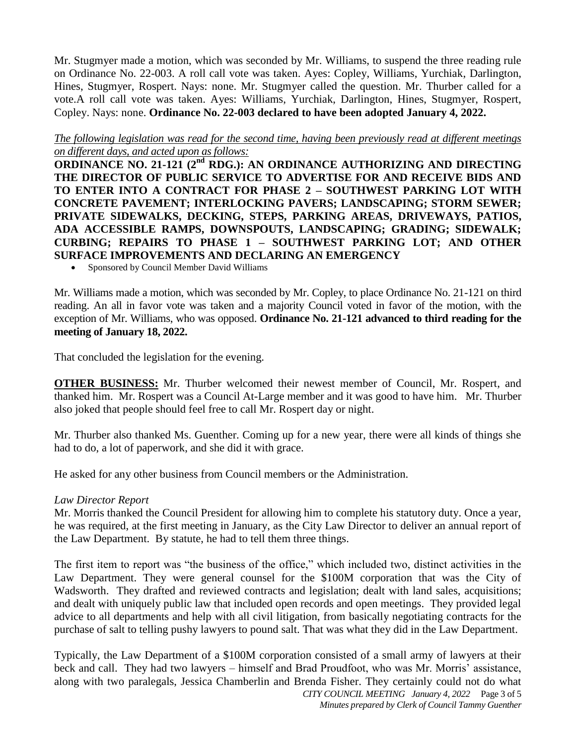Mr. Stugmyer made a motion, which was seconded by Mr. Williams, to suspend the three reading rule on Ordinance No. 22-003. A roll call vote was taken. Ayes: Copley, Williams, Yurchiak, Darlington, Hines, Stugmyer, Rospert. Nays: none. Mr. Stugmyer called the question. Mr. Thurber called for a vote.A roll call vote was taken. Ayes: Williams, Yurchiak, Darlington, Hines, Stugmyer, Rospert, Copley. Nays: none. **Ordinance No. 22-003 declared to have been adopted January 4, 2022.**

*The following legislation was read for the second time, having been previously read at different meetings on different days, and acted upon as follows:*

**ORDINANCE NO. 21-121 (2nd RDG.): AN ORDINANCE AUTHORIZING AND DIRECTING THE DIRECTOR OF PUBLIC SERVICE TO ADVERTISE FOR AND RECEIVE BIDS AND TO ENTER INTO A CONTRACT FOR PHASE 2 – SOUTHWEST PARKING LOT WITH CONCRETE PAVEMENT; INTERLOCKING PAVERS; LANDSCAPING; STORM SEWER; PRIVATE SIDEWALKS, DECKING, STEPS, PARKING AREAS, DRIVEWAYS, PATIOS, ADA ACCESSIBLE RAMPS, DOWNSPOUTS, LANDSCAPING; GRADING; SIDEWALK; CURBING; REPAIRS TO PHASE 1 – SOUTHWEST PARKING LOT; AND OTHER SURFACE IMPROVEMENTS AND DECLARING AN EMERGENCY**

- Sponsored by Council Member David Williams

Mr. Williams made a motion, which was seconded by Mr. Copley, to place Ordinance No. 21-121 on third reading. An all in favor vote was taken and a majority Council voted in favor of the motion, with the exception of Mr. Williams, who was opposed. **Ordinance No. 21-121 advanced to third reading for the meeting of January 18, 2022.**

That concluded the legislation for the evening.

**OTHER BUSINESS:** Mr. Thurber welcomed their newest member of Council, Mr. Rospert, and thanked him. Mr. Rospert was a Council At-Large member and it was good to have him. Mr. Thurber also joked that people should feel free to call Mr. Rospert day or night.

Mr. Thurber also thanked Ms. Guenther. Coming up for a new year, there were all kinds of things she had to do, a lot of paperwork, and she did it with grace.

He asked for any other business from Council members or the Administration.

*Law Director Report*

Mr. Morris thanked the Council President for allowing him to complete his statutory duty. Once a year, he was required, at the first meeting in January, as the City Law Director to deliver an annual report of the Law Department. By statute, he had to tell them three things.

The first item to report was "the business of the office," which included two, distinct activities in the Law Department. They were general counsel for the $100M corporation that was the City of Wadsworth. They drafted and reviewed contracts and legislation; dealt with land sales, acquisitions; and dealt with uniquely public law that included open records and open meetings. They provided legal advice to all departments and help with all civil litigation, from basically negotiating contracts for the purchase of salt to telling pushy lawyers to pound salt. That was what they did in the Law Department.

Typically, the Law Department of a $100M corporation consisted of a small army of lawyers at their beck and call. They had two lawyers – himself and Brad Proudfoot, who was Mr. Morris' assistance, along with two paralegals, Jessica Chamberlin and Brenda Fisher. They certainly could not do what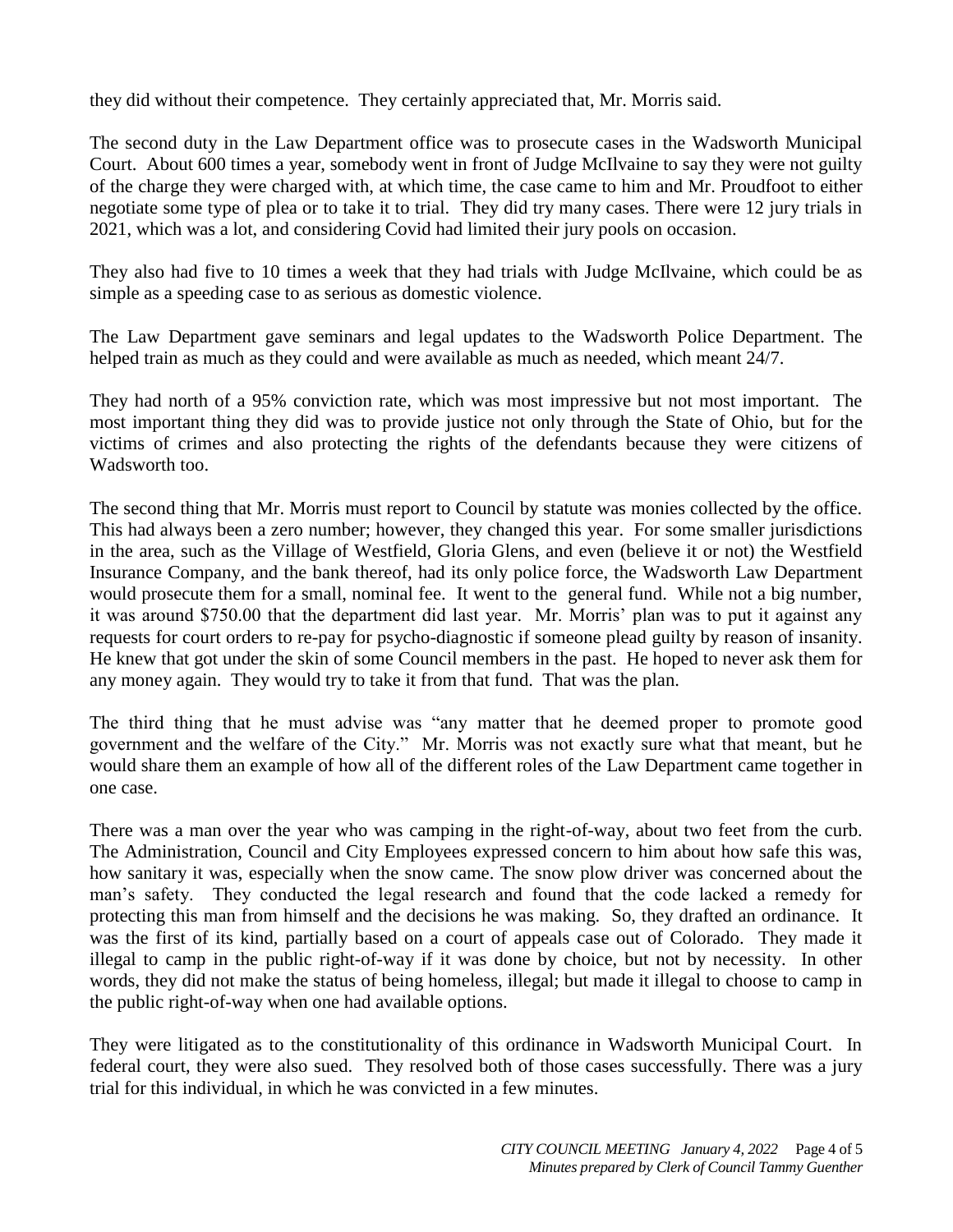they did without their competence. They certainly appreciated that, Mr. Morris said.

The second duty in the Law Department office was to prosecute cases in the Wadsworth Municipal Court. About 600 times a year, somebody went in front of Judge McIlvaine to say they were not guilty of the charge they were charged with, at which time, the case came to him and Mr. Proudfoot to either negotiate some type of plea or to take it to trial. They did try many cases. There were 12 jury trials in 2021, which was a lot, and considering Covid had limited their jury pools on occasion.

They also had five to 10 times a week that they had trials with Judge McIlvaine, which could be as simple as a speeding case to as serious as domestic violence.

The Law Department gave seminars and legal updates to the Wadsworth Police Department. The helped train as much as they could and were available as much as needed, which meant 24/7.

They had north of a 95% conviction rate, which was most impressive but not most important. The most important thing they did was to provide justice not only through the State of Ohio, but for the victims of crimes and also protecting the rights of the defendants because they were citizens of Wadsworth too.

The second thing that Mr. Morris must report to Council by statute was monies collected by the office. This had always been a zero number; however, they changed this year. For some smaller jurisdictions in the area, such as the Village of Westfield, Gloria Glens, and even (believe it or not) the Westfield Insurance Company, and the bank thereof, had its only police force, the Wadsworth Law Department would prosecute them for a small, nominal fee. It went to the general fund. While not a big number, it was around $750.00 that the department did last year. Mr. Morris' plan was to put it against any requests for court orders to re-pay for psycho-diagnostic if someone plead guilty by reason of insanity. He knew that got under the skin of some Council members in the past. He hoped to never ask them for any money again. They would try to take it from that fund. That was the plan.

The third thing that he must advise was "any matter that he deemed proper to promote good government and the welfare of the City." Mr. Morris was not exactly sure what that meant, but he would share them an example of how all of the different roles of the Law Department came together in one case.

There was a man over the year who was camping in the right-of-way, about two feet from the curb. The Administration, Council and City Employees expressed concern to him about how safe this was, how sanitary it was, especially when the snow came. The snow plow driver was concerned about the man's safety. They conducted the legal research and found that the code lacked a remedy for protecting this man from himself and the decisions he was making. So, they drafted an ordinance. It was the first of its kind, partially based on a court of appeals case out of Colorado. They made it illegal to camp in the public right-of-way if it was done by choice, but not by necessity. In other words, they did not make the status of being homeless, illegal; but made it illegal to choose to camp in the public right-of-way when one had available options.

They were litigated as to the constitutionality of this ordinance in Wadsworth Municipal Court. In federal court, they were also sued. They resolved both of those cases successfully. There was a jury trial for this individual, in which he was convicted in a few minutes.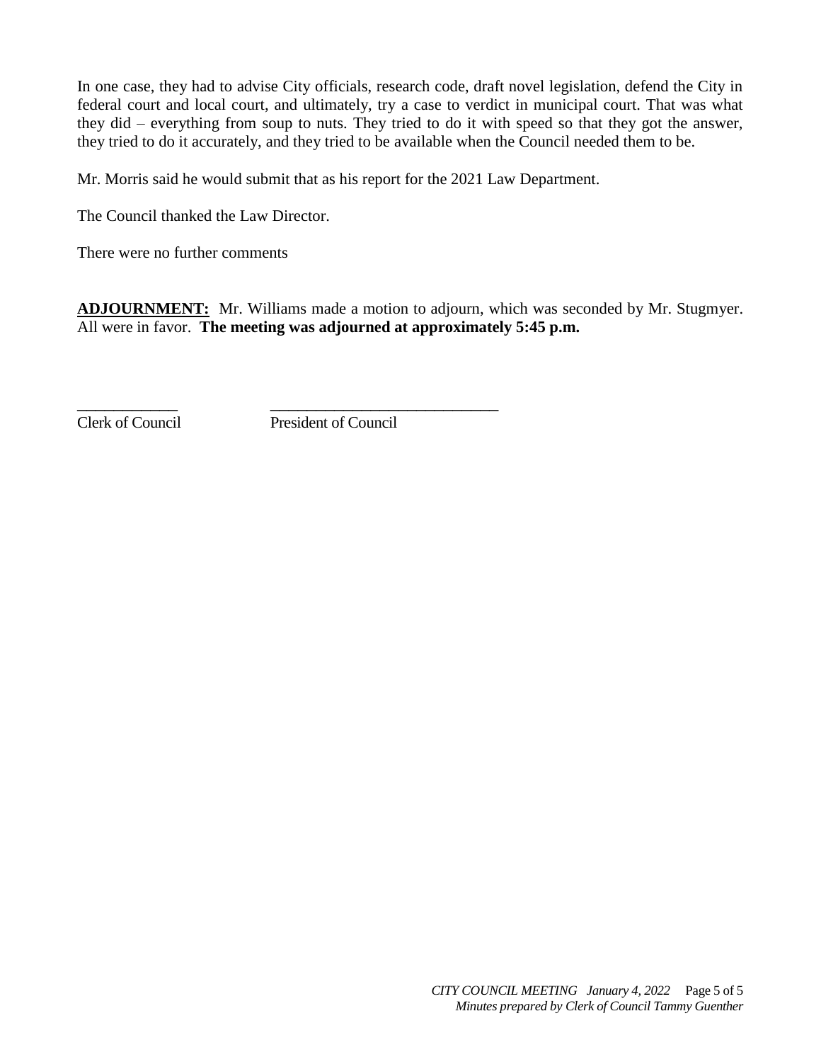In one case, they had to advise City officials, research code, draft novel legislation, defend the City in federal court and local court, and ultimately, try a case to verdict in municipal court. That was what they did – everything from soup to nuts. They tried to do it with speed so that they got the answer, they tried to do it accurately, and they tried to be available when the Council needed them to be.

Mr. Morris said he would submit that as his report for the 2021 Law Department.

The Council thanked the Law Director.

There were no further comments

**ADJOURNMENT:** Mr. Williams made a motion to adjourn, which was seconded by Mr. Stugmyer. All were in favor. **The meeting was adjourned at approximately 5:45 p.m.**

\_\_\_\_\_\_\_\_\_\_\_\_\_ \_\_\_\_\_\_\_\_\_\_\_\_\_\_\_\_\_\_\_\_\_\_\_\_\_\_\_\_\_\_
Clerk of Council President of Council

*CITY COUNCIL MEETING January 4, 2022*
*Minutes prepared by Clerk of Council Tammy Guenther*